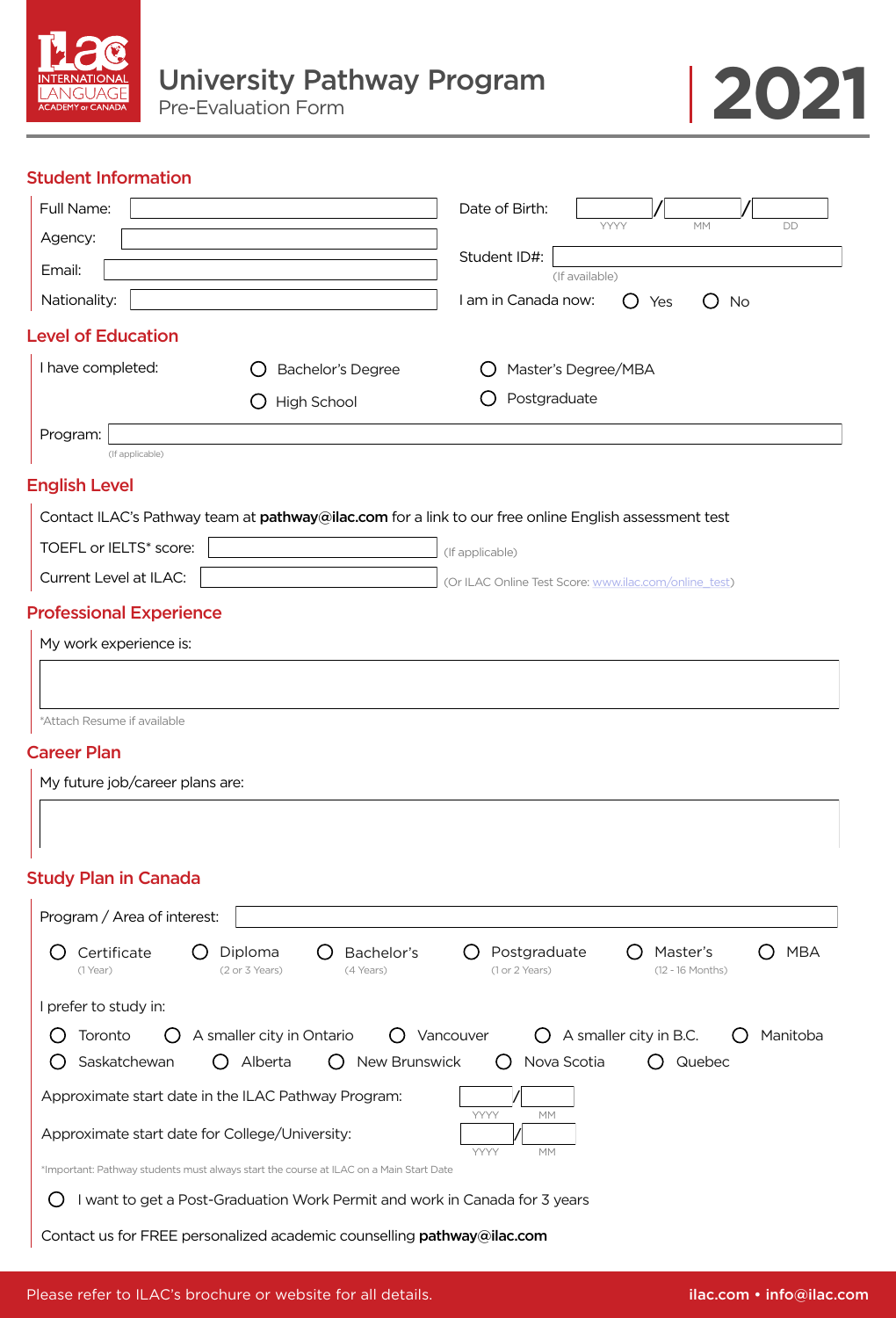# University Pathway Program

Pre-Evaluation Form

**2021**

## Student Information

Full Name: ____________________

Agency: ____________________

Email: ____________________

Nationality: ____________________

Date of Birth: ______ / ______ / ______
YYYY MM DD

Student ID#: ____________________
(If available)

I am in Canada now: ○ Yes ○ No

## Level of Education

I have completed:

○ Bachelor's Degree
○ High School
○ Master's Degree/MBA
○ Postgraduate

Program: ____________________
(If applicable)

## English Level

Contact ILAC's Pathway team at **pathway@ilac.com** for a link to our free online English assessment test

TOEFL or IELTS* score: ____________________ (If applicable)

Current Level at ILAC: ____________________ (Or ILAC Online Test Score: www.ilac.com/online_test)

## Professional Experience

My work experience is:

____________________

*Attach Resume if available

## Career Plan

My future job/career plans are:

____________________

## Study Plan in Canada

Program / Area of interest: ____________________

○ Certificate (1 Year)
○ Diploma (2 or 3 Years)
○ Bachelor's (4 Years)
○ Postgraduate (1 or 2 Years)
○ Master's (12 - 16 Months)
○ MBA

I prefer to study in:

○ Toronto
○ A smaller city in Ontario
○ Vancouver
○ A smaller city in B.C.
○ Manitoba
○ Saskatchewan
○ Alberta
○ New Brunswick
○ Nova Scotia
○ Quebec

Approximate start date in the ILAC Pathway Program: ______ / ______
YYYY MM

Approximate start date for College/University: ______ / ______
YYYY MM

*Important: Pathway students must always start the course at ILAC on a Main Start Date

○ I want to get a Post-Graduation Work Permit and work in Canada for 3 years

Contact us for FREE personalized academic counselling **pathway@ilac.com**

Please refer to ILAC's brochure or website for all details.

**ilac.com • info@ilac.com**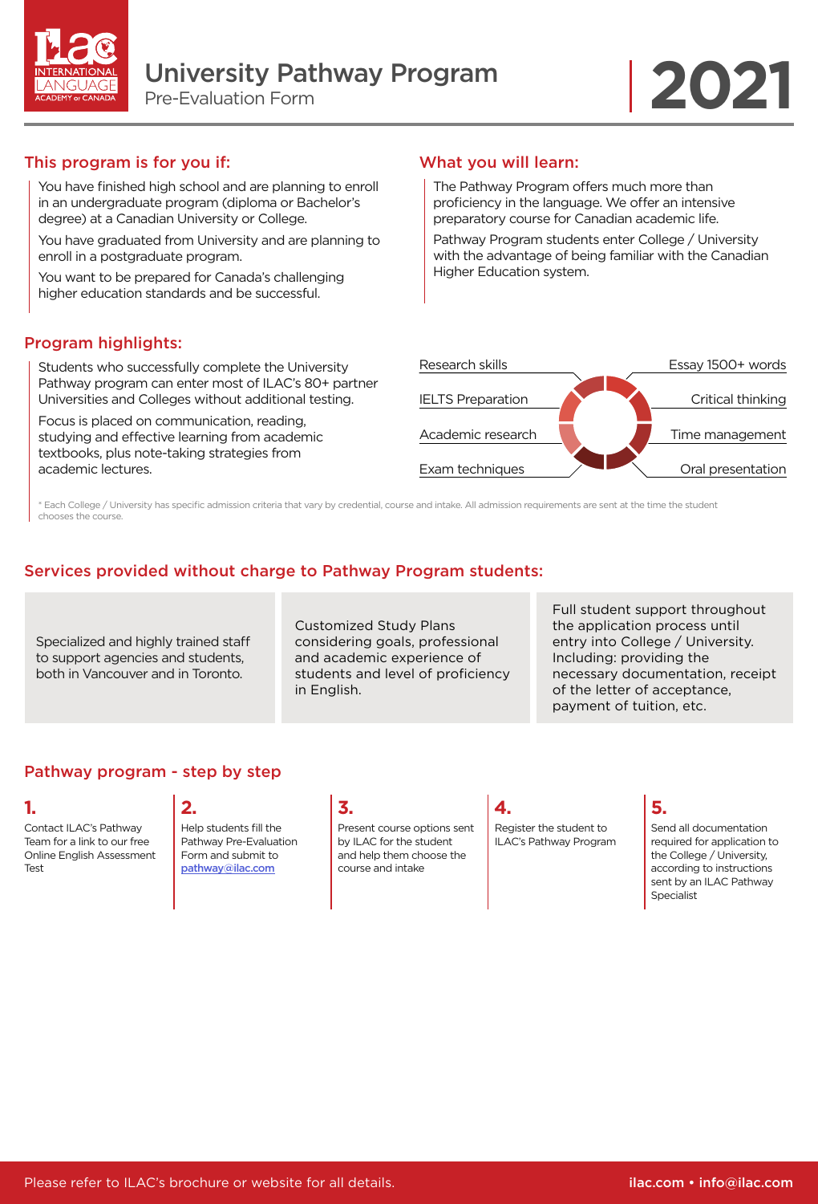# University Pathway Program

Pre-Evaluation Form

2021

## This program is for you if:

You have finished high school and are planning to enroll in an undergraduate program (diploma or Bachelor's degree) at a Canadian University or College.

You have graduated from University and are planning to enroll in a postgraduate program.

You want to be prepared for Canada's challenging higher education standards and be successful.

## What you will learn:

The Pathway Program offers much more than proficiency in the language. We offer an intensive preparatory course for Canadian academic life.

Pathway Program students enter College / University with the advantage of being familiar with the Canadian Higher Education system.

## Program highlights:

Students who successfully complete the University Pathway program can enter most of ILAC's 80+ partner Universities and Colleges without additional testing.

Focus is placed on communication, reading, studying and effective learning from academic textbooks, plus note-taking strategies from academic lectures.

Research skills

IELTS Preparation

Academic research

Exam techniques

Essay 1500+ words

Critical thinking

Time management

Oral presentation

\* Each College / University has specific admission criteria that vary by credential, course and intake. All admission requirements are sent at the time the student chooses the course.

## Services provided without charge to Pathway Program students:

Specialized and highly trained staff to support agencies and students, both in Vancouver and in Toronto.

Customized Study Plans considering goals, professional and academic experience of students and level of proficiency in English.

Full student support throughout the application process until entry into College / University. Including: providing the necessary documentation, receipt of the letter of acceptance, payment of tuition, etc.

## Pathway program - step by step

**1.** Contact ILAC's Pathway Team for a link to our free Online English Assessment Test

**2.** Help students fill the Pathway Pre-Evaluation Form and submit to pathway@ilac.com

**3.** Present course options sent by ILAC for the student and help them choose the course and intake

**4.** Register the student to ILAC's Pathway Program

**5.** Send all documentation required for application to the College / University, according to instructions sent by an ILAC Pathway Specialist

Please refer to ILAC's brochure or website for all details.

ilac.com • info@ilac.com